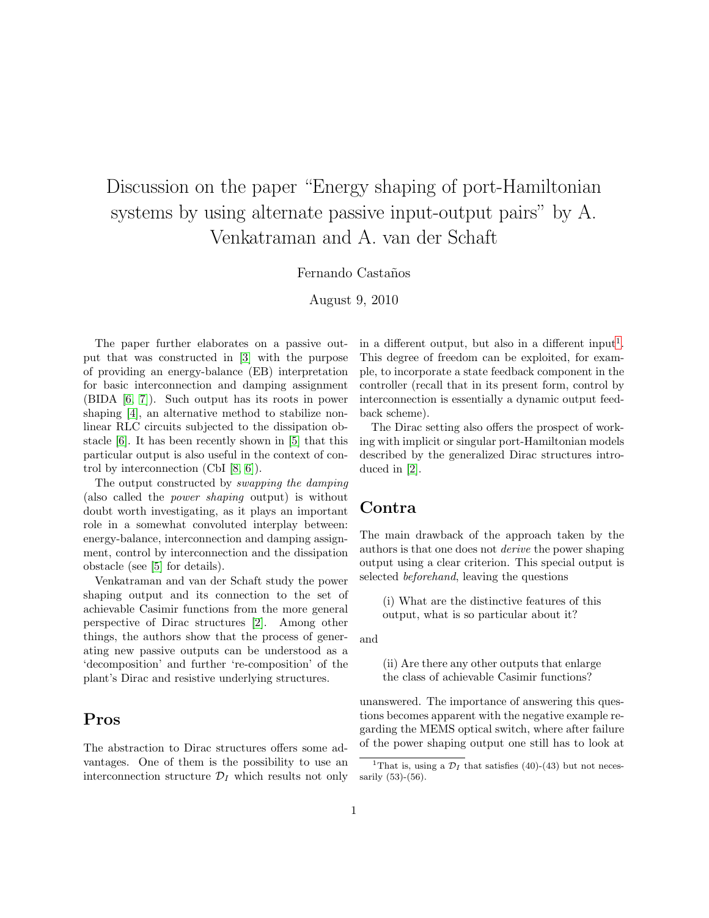# Discussion on the paper "Energy shaping of port-Hamiltonian systems by using alternate passive input-output pairs" by A. Venkatraman and A. van der Schaft

Fernando Castaños

August 9, 2010

The paper further elaborates on a passive output that was constructed in [3] with the purpose of providing an energy-balance (EB) interpretation for basic interconnection and damping assignment (BIDA [6, 7]). Such output has its roots in power shaping [4], an alternative method to stabilize nonlinear RLC circuits subjected to the dissipation obstacle [6]. It has been recently shown in [5] that this particular output is also useful in the context of control by interconnection (CbI [8, 6]).

The output constructed by *swapping the damping* (also called the *power shaping* output) is without doubt worth investigating, as it plays an important role in a somewhat convoluted interplay between: energy-balance, interconnection and damping assignment, control by interconnection and the dissipation obstacle (see [5] for details).

Venkatraman and van der Schaft study the power shaping output and its connection to the set of achievable Casimir functions from the more general perspective of Dirac structures [2]. Among other things, the authors show that the process of generating new passive outputs can be understood as a 'decomposition' and further 're-composition' of the plant's Dirac and resistive underlying structures.

## Pros

The abstraction to Dirac structures offers some advantages. One of them is the possibility to use an interconnection structure $\mathcal{D}_I$ which results not only in a different output, but also in a different input[1]. This degree of freedom can be exploited, for example, to incorporate a state feedback component in the controller (recall that in its present form, control by interconnection is essentially a dynamic output feedback scheme).

The Dirac setting also offers the prospect of working with implicit or singular port-Hamiltonian models described by the generalized Dirac structures introduced in [2].

## Contra

The main drawback of the approach taken by the authors is that one does not *derive* the power shaping output using a clear criterion. This special output is selected *beforehand*, leaving the questions

> (i) What are the distinctive features of this output, what is so particular about it?

and

> (ii) Are there any other outputs that enlarge the class of achievable Casimir functions?

unanswered. The importance of answering this questions becomes apparent with the negative example regarding the MEMS optical switch, where after failure of the power shaping output one still has to look at

[1] That is, using a $\mathcal{D}_I$ that satisfies (40)-(43) but not necessarily (53)-(56).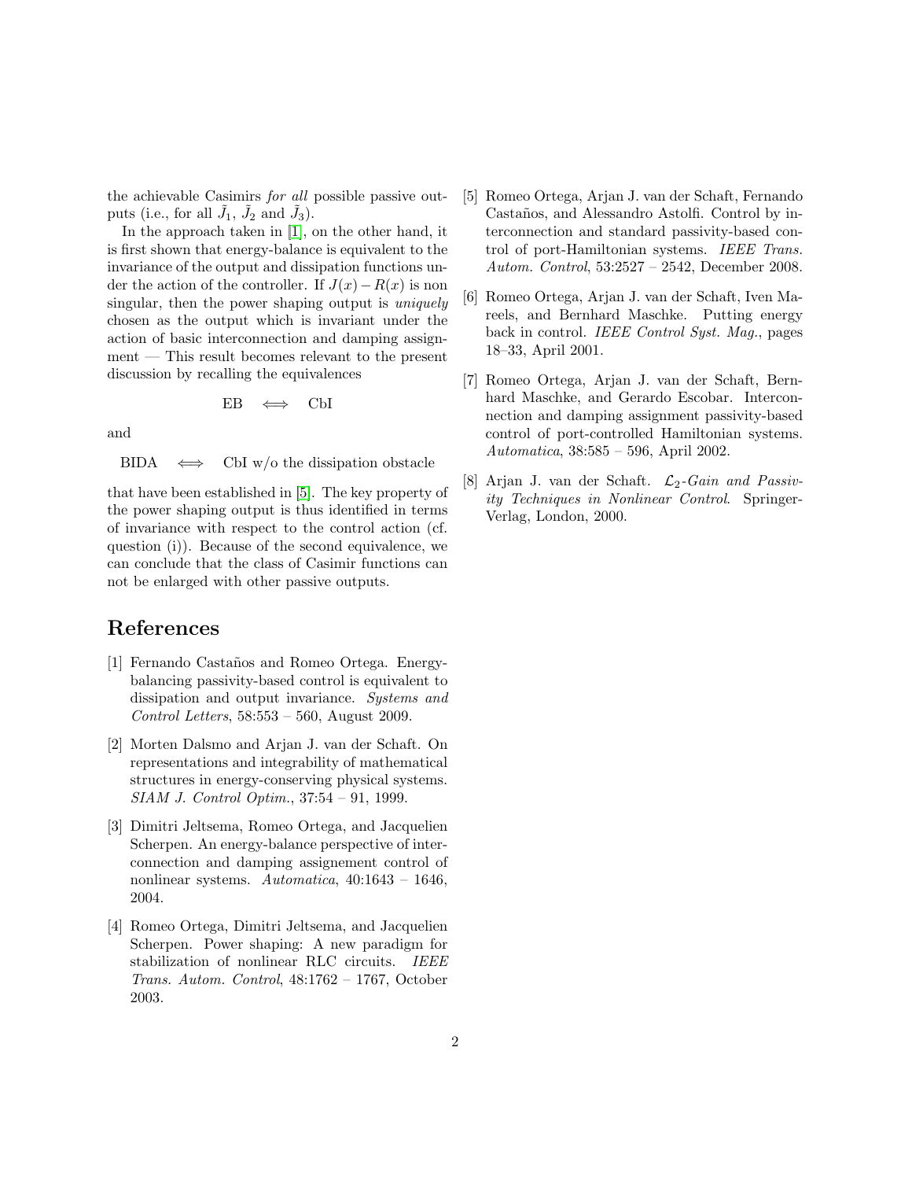the achievable Casimirs *for all* possible passive outputs (i.e., for all $\tilde{J}_1$, $\tilde{J}_2$ and $\tilde{J}_3$).

In the approach taken in [1], on the other hand, it is first shown that energy-balance is equivalent to the invariance of the output and dissipation functions under the action of the controller. If $J(x) - R(x)$ is non singular, then the power shaping output is *uniquely* chosen as the output which is invariant under the action of basic interconnection and damping assignment — This result becomes relevant to the present discussion by recalling the equivalences

$$\text{EB} \quad \Longleftrightarrow \quad \text{CbI}$$

and

$$\text{BIDA} \quad \Longleftrightarrow \quad \text{CbI w/o the dissipation obstacle}$$

that have been established in [5]. The key property of the power shaping output is thus identified in terms of invariance with respect to the control action (cf. question (i)). Because of the second equivalence, we can conclude that the class of Casimir functions can not be enlarged with other passive outputs.

## References

[1] Fernando Castaños and Romeo Ortega. Energy-balancing passivity-based control is equivalent to dissipation and output invariance. *Systems and Control Letters*, 58:553 – 560, August 2009.

[2] Morten Dalsmo and Arjan J. van der Schaft. On representations and integrability of mathematical structures in energy-conserving physical systems. *SIAM J. Control Optim.*, 37:54 – 91, 1999.

[3] Dimitri Jeltsema, Romeo Ortega, and Jacquelien Scherpen. An energy-balance perspective of interconnection and damping assignement control of nonlinear systems. *Automatica*, 40:1643 – 1646, 2004.

[4] Romeo Ortega, Dimitri Jeltsema, and Jacquelien Scherpen. Power shaping: A new paradigm for stabilization of nonlinear RLC circuits. *IEEE Trans. Autom. Control*, 48:1762 – 1767, October 2003.

[5] Romeo Ortega, Arjan J. van der Schaft, Fernando Castaños, and Alessandro Astolfi. Control by interconnection and standard passivity-based control of port-Hamiltonian systems. *IEEE Trans. Autom. Control*, 53:2527 – 2542, December 2008.

[6] Romeo Ortega, Arjan J. van der Schaft, Iven Mareels, and Bernhard Maschke. Putting energy back in control. *IEEE Control Syst. Mag.*, pages 18–33, April 2001.

[7] Romeo Ortega, Arjan J. van der Schaft, Bernhard Maschke, and Gerardo Escobar. Interconnection and damping assignment passivity-based control of port-controlled Hamiltonian systems. *Automatica*, 38:585 – 596, April 2002.

[8] Arjan J. van der Schaft. *$\mathcal{L}_2$-Gain and Passivity Techniques in Nonlinear Control*. Springer-Verlag, London, 2000.